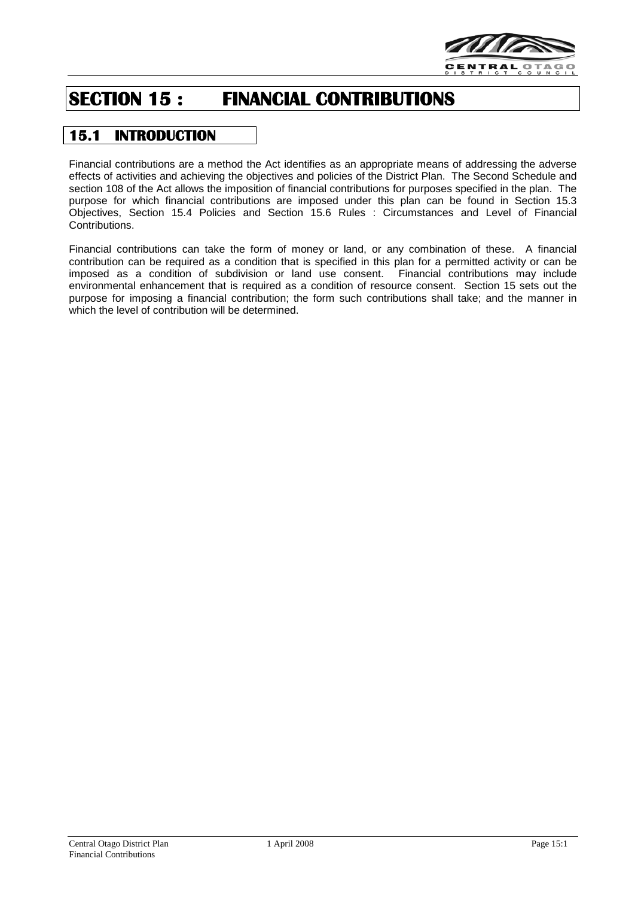# SECTION 15 : FINANCIAL CONTRIBUTIONS

## 15.1 INTRODUCTION

Financial contributions are a method the Act identifies as an appropriate means of addressing the adverse effects of activities and achieving the objectives and policies of the District Plan. The Second Schedule and section 108 of the Act allows the imposition of financial contributions for purposes specified in the plan. The purpose for which financial contributions are imposed under this plan can be found in Section 15.3 Objectives, Section 15.4 Policies and Section 15.6 Rules : Circumstances and Level of Financial Contributions.

Financial contributions can take the form of money or land, or any combination of these. A financial contribution can be required as a condition that is specified in this plan for a permitted activity or can be imposed as a condition of subdivision or land use consent. Financial contributions may include environmental enhancement that is required as a condition of resource consent. Section 15 sets out the purpose for imposing a financial contribution; the form such contributions shall take; and the manner in which the level of contribution will be determined.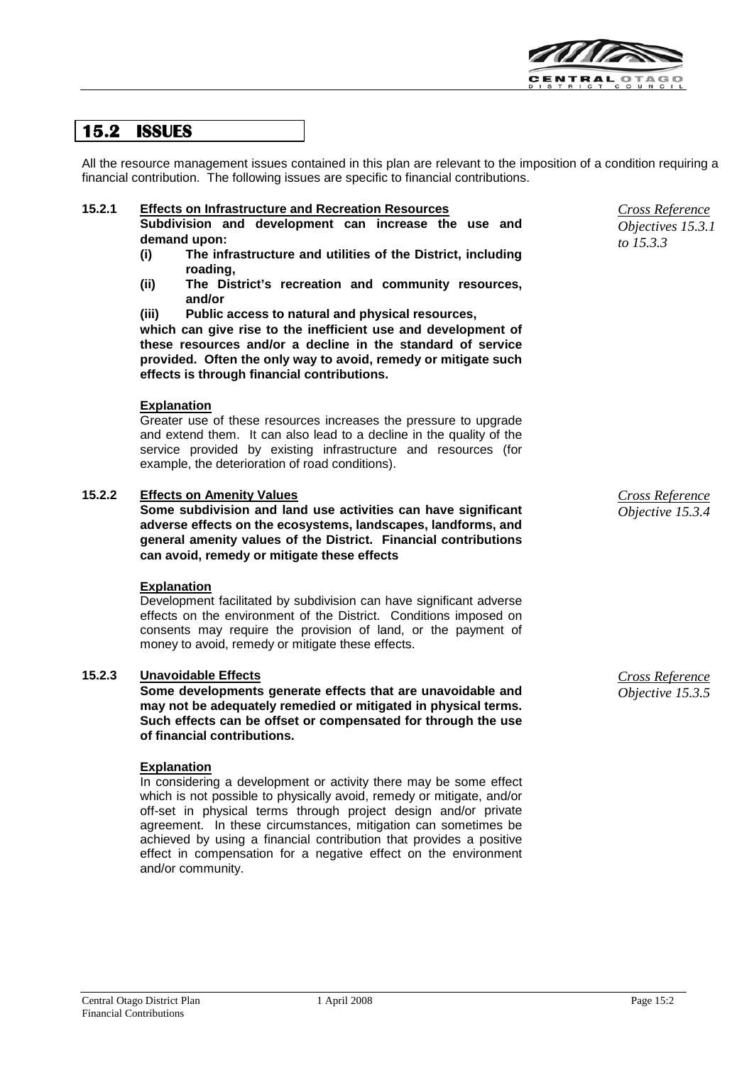## 15.2 ISSUES

All the resource management issues contained in this plan are relevant to the imposition of a condition requiring a financial contribution. The following issues are specific to financial contributions.

### 15.2.1 Effects on Infrastructure and Recreation Resources

*Cross Reference Objectives 15.3.1 to 15.3.3*

**Subdivision and development can increase the use and demand upon:**

**(i) The infrastructure and utilities of the District, including roading,**

**(ii) The District's recreation and community resources, and/or**

**(iii) Public access to natural and physical resources,**

**which can give rise to the inefficient use and development of these resources and/or a decline in the standard of service provided. Often the only way to avoid, remedy or mitigate such effects is through financial contributions.**

**Explanation**

Greater use of these resources increases the pressure to upgrade and extend them. It can also lead to a decline in the quality of the service provided by existing infrastructure and resources (for example, the deterioration of road conditions).

### 15.2.2 Effects on Amenity Values

*Cross Reference Objective 15.3.4*

**Some subdivision and land use activities can have significant adverse effects on the ecosystems, landscapes, landforms, and general amenity values of the District. Financial contributions can avoid, remedy or mitigate these effects**

**Explanation**

Development facilitated by subdivision can have significant adverse effects on the environment of the District. Conditions imposed on consents may require the provision of land, or the payment of money to avoid, remedy or mitigate these effects.

### 15.2.3 Unavoidable Effects

*Cross Reference Objective 15.3.5*

**Some developments generate effects that are unavoidable and may not be adequately remedied or mitigated in physical terms. Such effects can be offset or compensated for through the use of financial contributions.**

**Explanation**

In considering a development or activity there may be some effect which is not possible to physically avoid, remedy or mitigate, and/or off-set in physical terms through project design and/or private agreement. In these circumstances, mitigation can sometimes be achieved by using a financial contribution that provides a positive effect in compensation for a negative effect on the environment and/or community.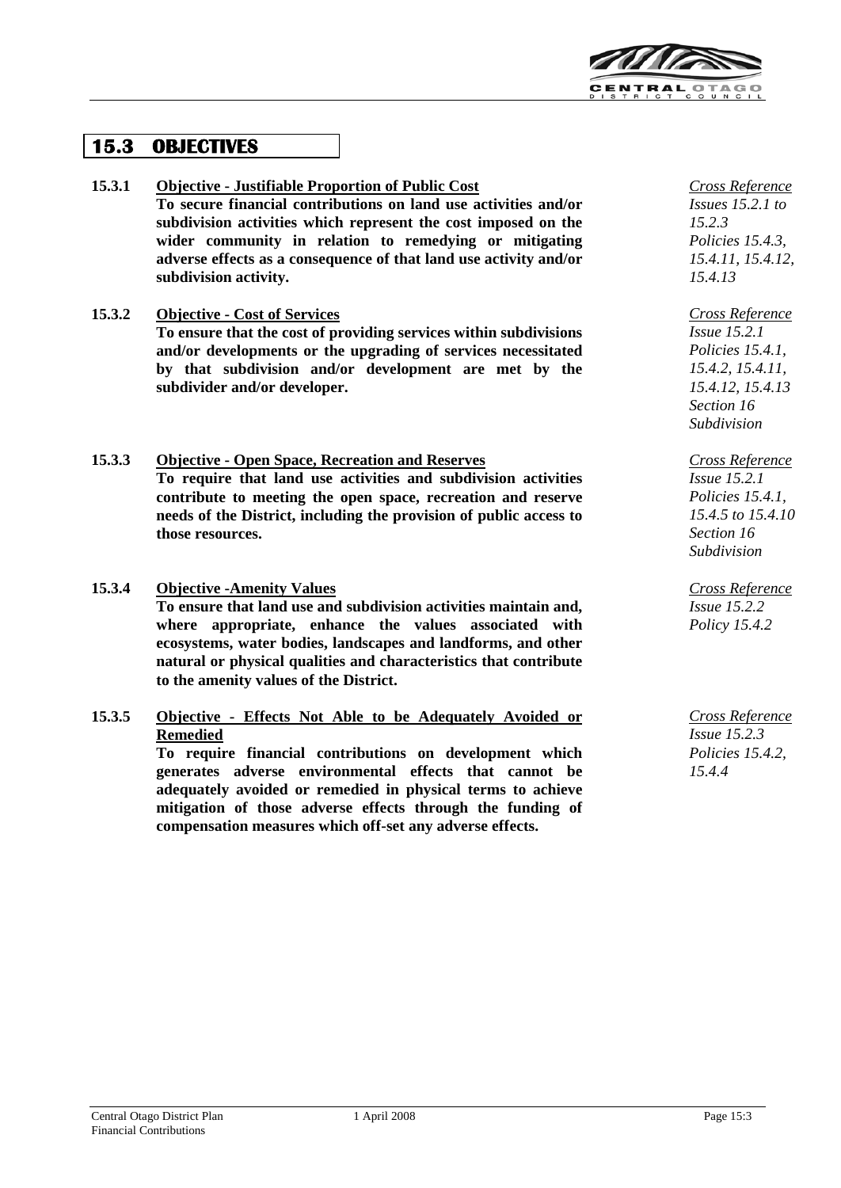## 15.3 OBJECTIVES

**15.3.1 Objective - Justifiable Proportion of Public Cost**

**To secure financial contributions on land use activities and/or subdivision activities which represent the cost imposed on the wider community in relation to remedying or mitigating adverse effects as a consequence of that land use activity and/or subdivision activity.**

*Cross Reference*
*Issues 15.2.1 to 15.2.3*
*Policies 15.4.3, 15.4.11, 15.4.12, 15.4.13*

**15.3.2 Objective - Cost of Services**

**To ensure that the cost of providing services within subdivisions and/or developments or the upgrading of services necessitated by that subdivision and/or development are met by the subdivider and/or developer.**

*Cross Reference*
*Issue 15.2.1*
*Policies 15.4.1, 15.4.2, 15.4.11, 15.4.12, 15.4.13*
*Section 16 Subdivision*

**15.3.3 Objective - Open Space, Recreation and Reserves**

**To require that land use activities and subdivision activities contribute to meeting the open space, recreation and reserve needs of the District, including the provision of public access to those resources.**

*Cross Reference*
*Issue 15.2.1*
*Policies 15.4.1, 15.4.5 to 15.4.10*
*Section 16 Subdivision*

**15.3.4 Objective -Amenity Values**

**To ensure that land use and subdivision activities maintain and, where appropriate, enhance the values associated with ecosystems, water bodies, landscapes and landforms, and other natural or physical qualities and characteristics that contribute to the amenity values of the District.**

*Cross Reference*
*Issue 15.2.2*
*Policy 15.4.2*

**15.3.5 Objective - Effects Not Able to be Adequately Avoided or Remedied**

**To require financial contributions on development which generates adverse environmental effects that cannot be adequately avoided or remedied in physical terms to achieve mitigation of those adverse effects through the funding of compensation measures which off-set any adverse effects.**

*Cross Reference*
*Issue 15.2.3*
*Policies 15.4.2, 15.4.4*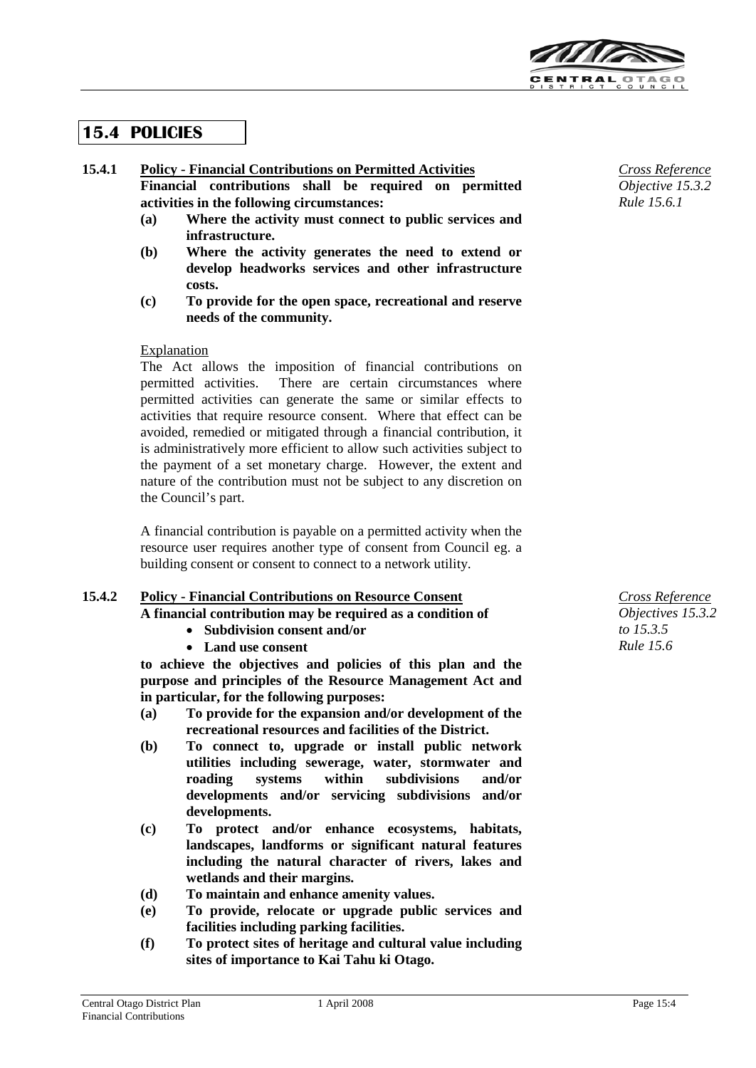## 15.4 POLICIES

### 15.4.1 Policy - Financial Contributions on Permitted Activities

*Cross Reference*
*Objective 15.3.2*
*Rule 15.6.1*

**Financial contributions shall be required on permitted activities in the following circumstances:**

**(a) Where the activity must connect to public services and infrastructure.**

**(b) Where the activity generates the need to extend or develop headworks services and other infrastructure costs.**

**(c) To provide for the open space, recreational and reserve needs of the community.**

Explanation

The Act allows the imposition of financial contributions on permitted activities. There are certain circumstances where permitted activities can generate the same or similar effects to activities that require resource consent. Where that effect can be avoided, remedied or mitigated through a financial contribution, it is administratively more efficient to allow such activities subject to the payment of a set monetary charge. However, the extent and nature of the contribution must not be subject to any discretion on the Council's part.

A financial contribution is payable on a permitted activity when the resource user requires another type of consent from Council eg. a building consent or consent to connect to a network utility.

### 15.4.2 Policy - Financial Contributions on Resource Consent

*Cross Reference*
*Objectives 15.3.2 to 15.3.5*
*Rule 15.6*

**A financial contribution may be required as a condition of**

- **Subdivision consent and/or**
- **Land use consent**

**to achieve the objectives and policies of this plan and the purpose and principles of the Resource Management Act and in particular, for the following purposes:**

**(a) To provide for the expansion and/or development of the recreational resources and facilities of the District.**

**(b) To connect to, upgrade or install public network utilities including sewerage, water, stormwater and roading systems within subdivisions and/or developments and/or servicing subdivisions and/or developments.**

**(c) To protect and/or enhance ecosystems, habitats, landscapes, landforms or significant natural features including the natural character of rivers, lakes and wetlands and their margins.**

**(d) To maintain and enhance amenity values.**

**(e) To provide, relocate or upgrade public services and facilities including parking facilities.**

**(f) To protect sites of heritage and cultural value including sites of importance to Kai Tahu ki Otago.**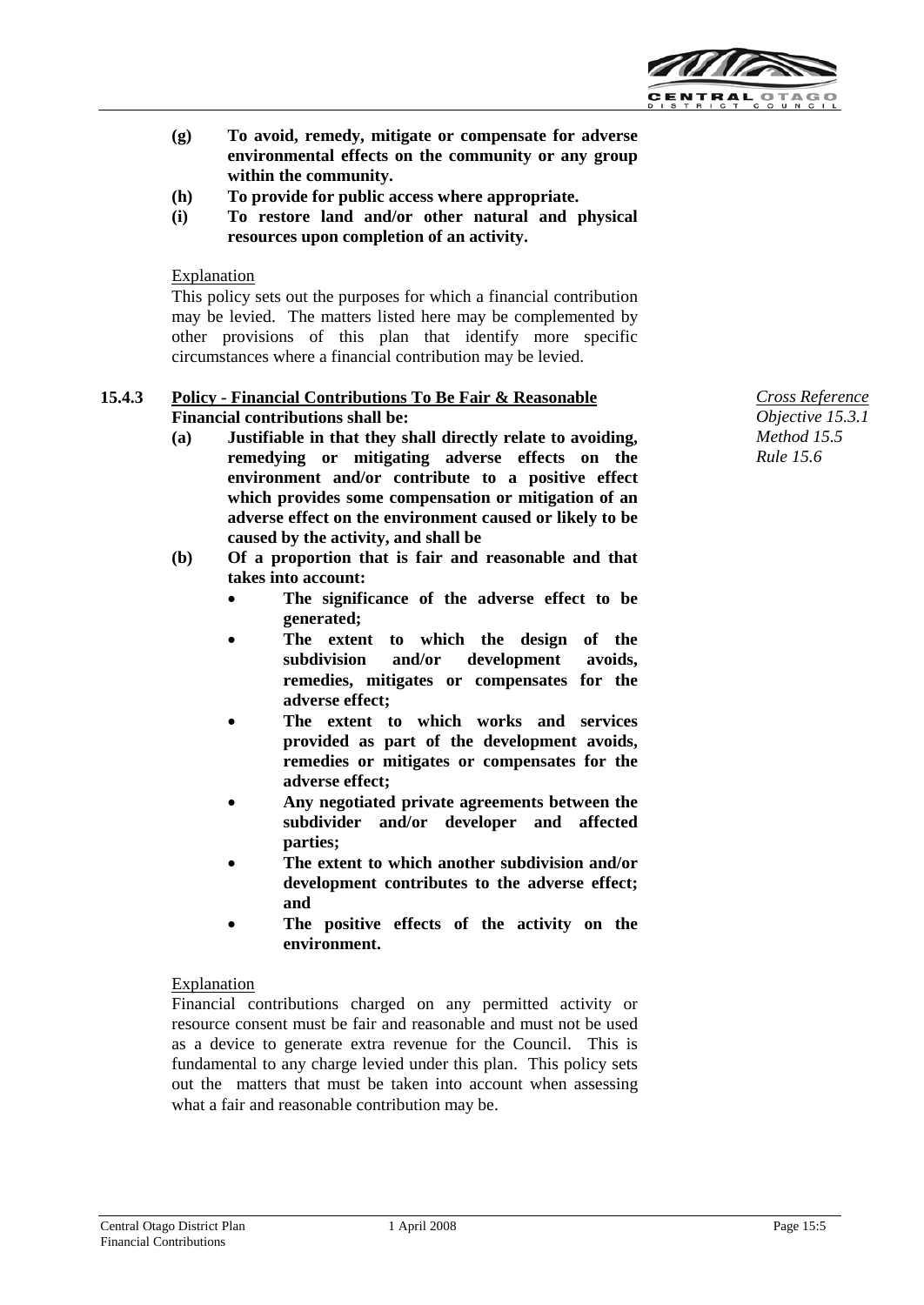**(g) To avoid, remedy, mitigate or compensate for adverse environmental effects on the community or any group within the community.**

**(h) To provide for public access where appropriate.**

**(i) To restore land and/or other natural and physical resources upon completion of an activity.**

Explanation

This policy sets out the purposes for which a financial contribution may be levied. The matters listed here may be complemented by other provisions of this plan that identify more specific circumstances where a financial contribution may be levied.

### 15.4.3 Policy - Financial Contributions To Be Fair & Reasonable

*Cross Reference*
*Objective 15.3.1*
*Method 15.5*
*Rule 15.6*

**Financial contributions shall be:**

**(a) Justifiable in that they shall directly relate to avoiding, remedying or mitigating adverse effects on the environment and/or contribute to a positive effect which provides some compensation or mitigation of an adverse effect on the environment caused or likely to be caused by the activity, and shall be**

**(b) Of a proportion that is fair and reasonable and that takes into account:**

- **The significance of the adverse effect to be generated;**
- **The extent to which the design of the subdivision and/or development avoids, remedies, mitigates or compensates for the adverse effect;**
- **The extent to which works and services provided as part of the development avoids, remedies or mitigates or compensates for the adverse effect;**
- **Any negotiated private agreements between the subdivider and/or developer and affected parties;**
- **The extent to which another subdivision and/or development contributes to the adverse effect; and**
- **The positive effects of the activity on the environment.**

Explanation

Financial contributions charged on any permitted activity or resource consent must be fair and reasonable and must not be used as a device to generate extra revenue for the Council. This is fundamental to any charge levied under this plan. This policy sets out the matters that must be taken into account when assessing what a fair and reasonable contribution may be.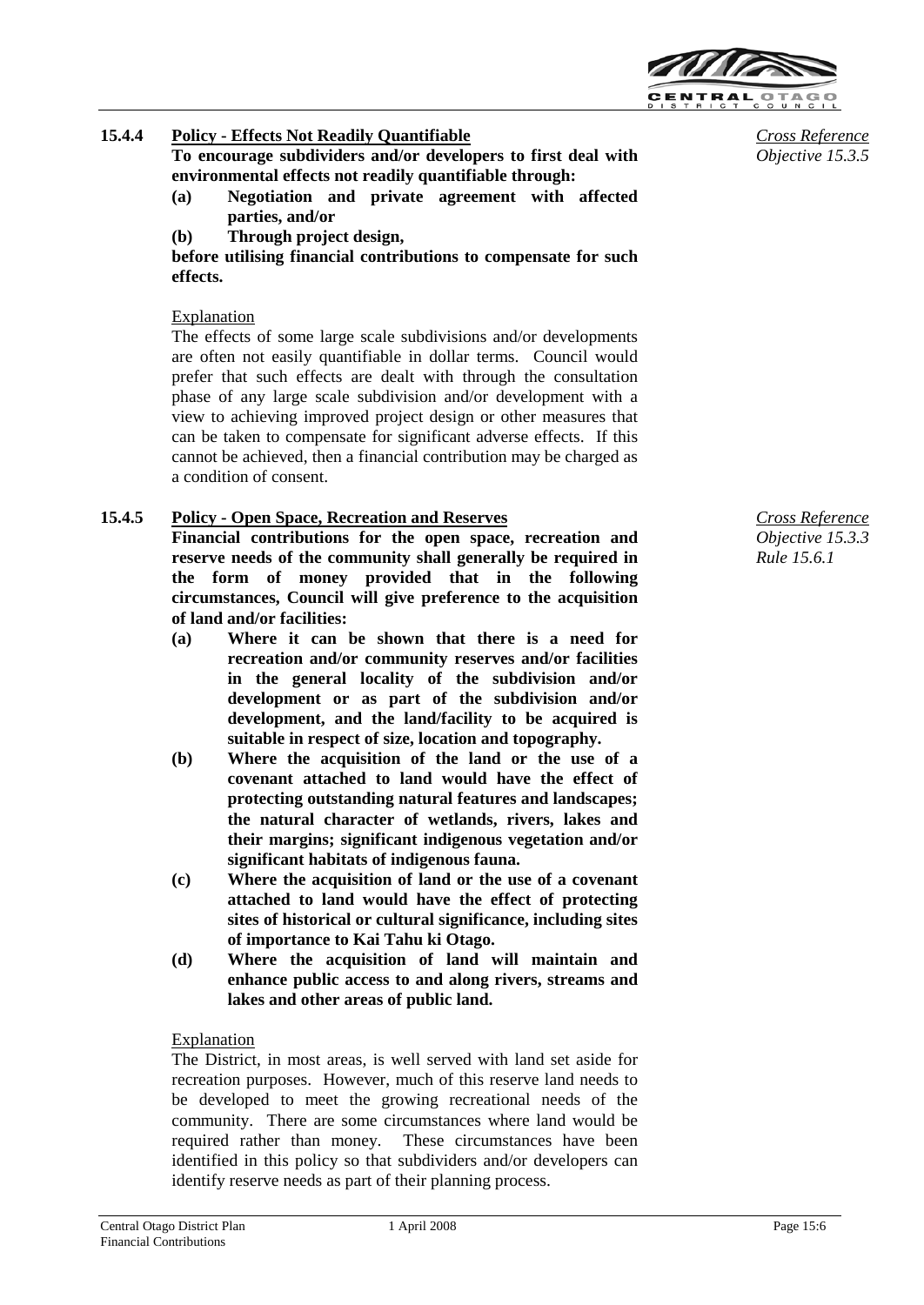### 15.4.4 Policy - Effects Not Readily Quantifiable

*Cross Reference Objective 15.3.5*

**To encourage subdividers and/or developers to first deal with environmental effects not readily quantifiable through:**

**(a) Negotiation and private agreement with affected parties, and/or**

**(b) Through project design,**

**before utilising financial contributions to compensate for such effects.**

Explanation

The effects of some large scale subdivisions and/or developments are often not easily quantifiable in dollar terms. Council would prefer that such effects are dealt with through the consultation phase of any large scale subdivision and/or development with a view to achieving improved project design or other measures that can be taken to compensate for significant adverse effects. If this cannot be achieved, then a financial contribution may be charged as a condition of consent.

### 15.4.5 Policy - Open Space, Recreation and Reserves

*Cross Reference Objective 15.3.3 Rule 15.6.1*

**Financial contributions for the open space, recreation and reserve needs of the community shall generally be required in the form of money provided that in the following circumstances, Council will give preference to the acquisition of land and/or facilities:**

**(a) Where it can be shown that there is a need for recreation and/or community reserves and/or facilities in the general locality of the subdivision and/or development or as part of the subdivision and/or development, and the land/facility to be acquired is suitable in respect of size, location and topography.**

**(b) Where the acquisition of the land or the use of a covenant attached to land would have the effect of protecting outstanding natural features and landscapes; the natural character of wetlands, rivers, lakes and their margins; significant indigenous vegetation and/or significant habitats of indigenous fauna.**

**(c) Where the acquisition of land or the use of a covenant attached to land would have the effect of protecting sites of historical or cultural significance, including sites of importance to Kai Tahu ki Otago.**

**(d) Where the acquisition of land will maintain and enhance public access to and along rivers, streams and lakes and other areas of public land.**

Explanation

The District, in most areas, is well served with land set aside for recreation purposes. However, much of this reserve land needs to be developed to meet the growing recreational needs of the community. There are some circumstances where land would be required rather than money. These circumstances have been identified in this policy so that subdividers and/or developers can identify reserve needs as part of their planning process.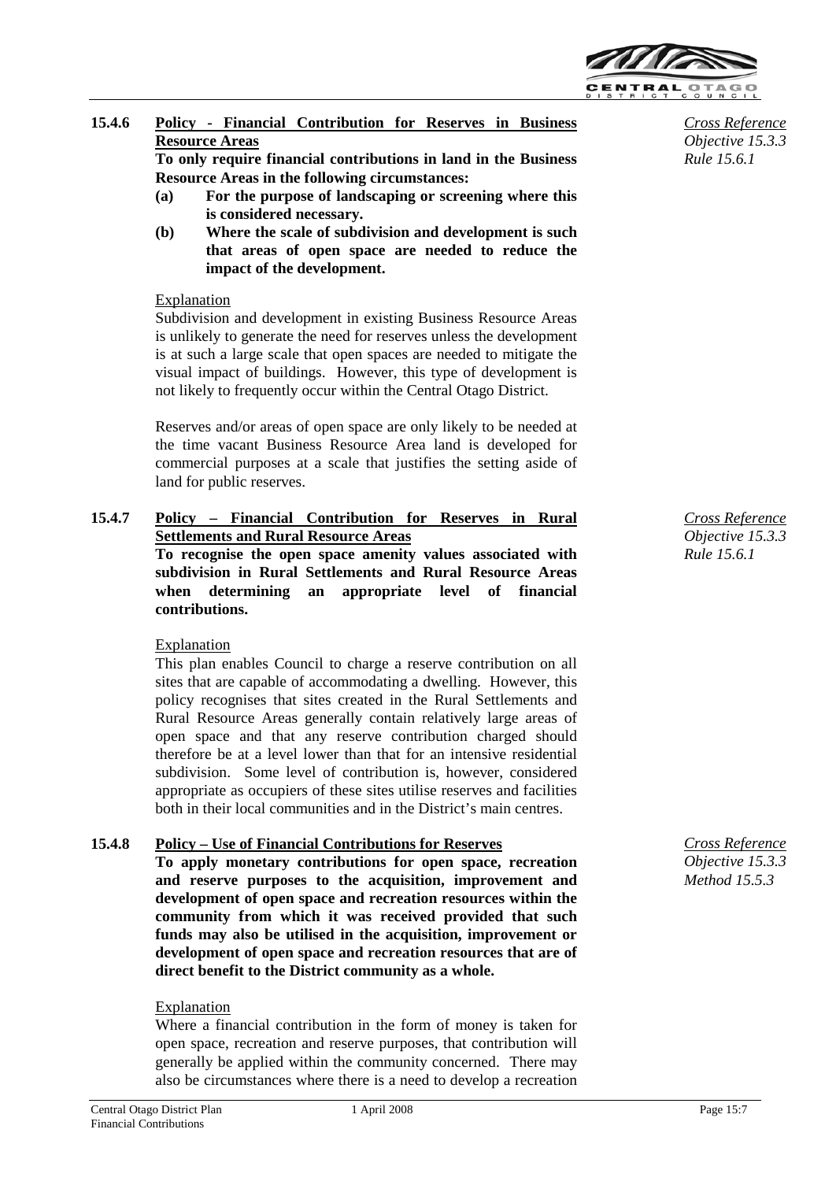**15.4.6 Policy - Financial Contribution for Reserves in Business Resource Areas**

*Cross Reference*
*Objective 15.3.3*
*Rule 15.6.1*

**To only require financial contributions in land in the Business Resource Areas in the following circumstances:**

**(a) For the purpose of landscaping or screening where this is considered necessary.**

**(b) Where the scale of subdivision and development is such that areas of open space are needed to reduce the impact of the development.**

Explanation

Subdivision and development in existing Business Resource Areas is unlikely to generate the need for reserves unless the development is at such a large scale that open spaces are needed to mitigate the visual impact of buildings. However, this type of development is not likely to frequently occur within the Central Otago District.

Reserves and/or areas of open space are only likely to be needed at the time vacant Business Resource Area land is developed for commercial purposes at a scale that justifies the setting aside of land for public reserves.

**15.4.7 Policy – Financial Contribution for Reserves in Rural Settlements and Rural Resource Areas**

*Cross Reference*
*Objective 15.3.3*
*Rule 15.6.1*

**To recognise the open space amenity values associated with subdivision in Rural Settlements and Rural Resource Areas when determining an appropriate level of financial contributions.**

Explanation

This plan enables Council to charge a reserve contribution on all sites that are capable of accommodating a dwelling. However, this policy recognises that sites created in the Rural Settlements and Rural Resource Areas generally contain relatively large areas of open space and that any reserve contribution charged should therefore be at a level lower than that for an intensive residential subdivision. Some level of contribution is, however, considered appropriate as occupiers of these sites utilise reserves and facilities both in their local communities and in the District's main centres.

**15.4.8 Policy – Use of Financial Contributions for Reserves**

*Cross Reference*
*Objective 15.3.3*
*Method 15.5.3*

**To apply monetary contributions for open space, recreation and reserve purposes to the acquisition, improvement and development of open space and recreation resources within the community from which it was received provided that such funds may also be utilised in the acquisition, improvement or development of open space and recreation resources that are of direct benefit to the District community as a whole.**

Explanation

Where a financial contribution in the form of money is taken for open space, recreation and reserve purposes, that contribution will generally be applied within the community concerned. There may also be circumstances where there is a need to develop a recreation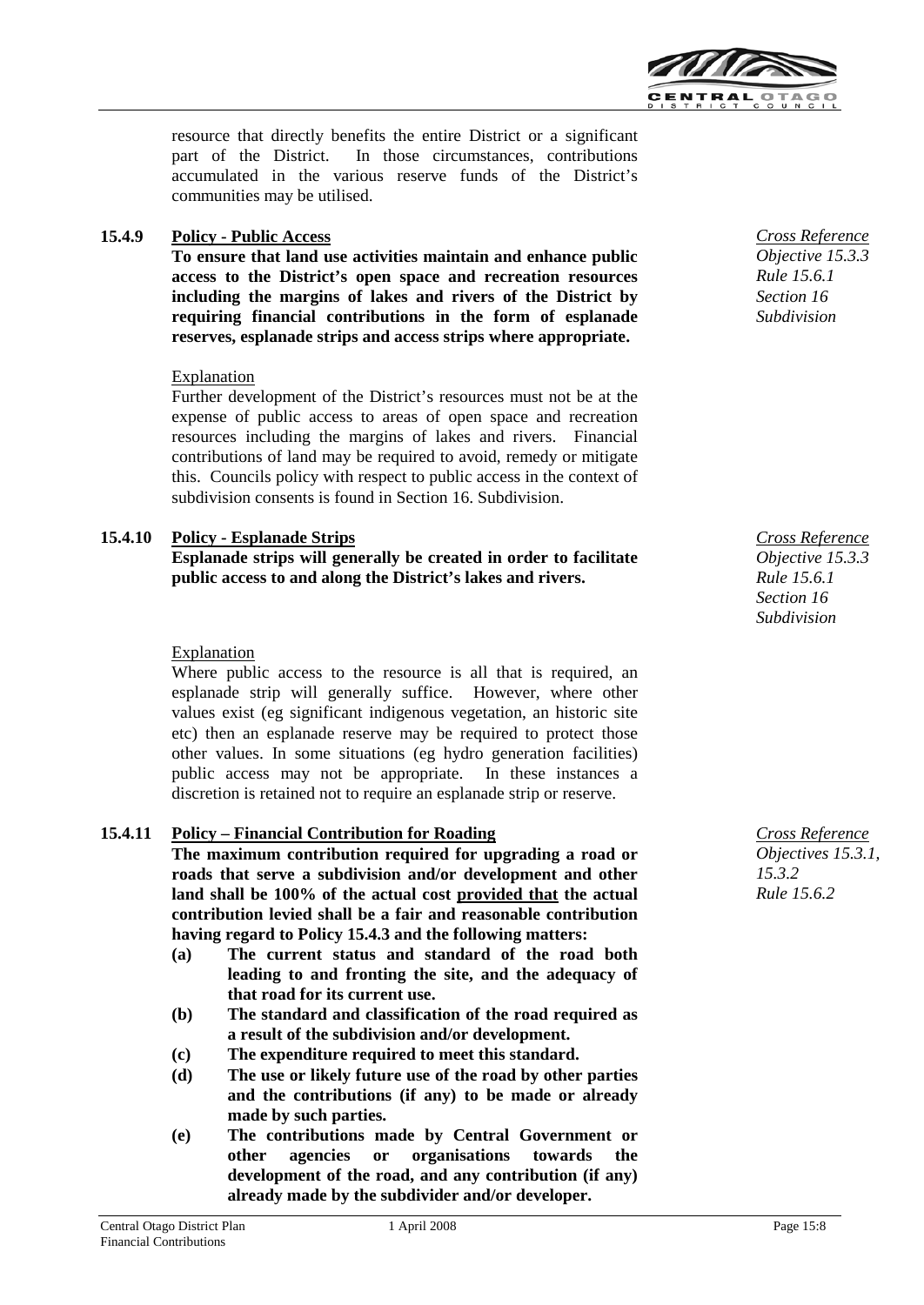resource that directly benefits the entire District or a significant part of the District. In those circumstances, contributions accumulated in the various reserve funds of the District's communities may be utilised.

**15.4.9 Policy - Public Access**

**To ensure that land use activities maintain and enhance public access to the District's open space and recreation resources including the margins of lakes and rivers of the District by requiring financial contributions in the form of esplanade reserves, esplanade strips and access strips where appropriate.**

*Cross Reference*
*Objective 15.3.3*
*Rule 15.6.1*
*Section 16 Subdivision*

Explanation

Further development of the District's resources must not be at the expense of public access to areas of open space and recreation resources including the margins of lakes and rivers. Financial contributions of land may be required to avoid, remedy or mitigate this. Councils policy with respect to public access in the context of subdivision consents is found in Section 16. Subdivision.

**15.4.10 Policy - Esplanade Strips**

**Esplanade strips will generally be created in order to facilitate public access to and along the District's lakes and rivers.**

*Cross Reference*
*Objective 15.3.3*
*Rule 15.6.1*
*Section 16 Subdivision*

Explanation

Where public access to the resource is all that is required, an esplanade strip will generally suffice. However, where other values exist (eg significant indigenous vegetation, an historic site etc) then an esplanade reserve may be required to protect those other values. In some situations (eg hydro generation facilities) public access may not be appropriate. In these instances a discretion is retained not to require an esplanade strip or reserve.

**15.4.11 Policy – Financial Contribution for Roading**

**The maximum contribution required for upgrading a road or roads that serve a subdivision and/or development and other land shall be 100% of the actual cost provided that the actual contribution levied shall be a fair and reasonable contribution having regard to Policy 15.4.3 and the following matters:**

**(a) The current status and standard of the road both leading to and fronting the site, and the adequacy of that road for its current use.**

**(b) The standard and classification of the road required as a result of the subdivision and/or development.**

**(c) The expenditure required to meet this standard.**

**(d) The use or likely future use of the road by other parties and the contributions (if any) to be made or already made by such parties.**

**(e) The contributions made by Central Government or other agencies or organisations towards the development of the road, and any contribution (if any) already made by the subdivider and/or developer.**

*Cross Reference*
*Objectives 15.3.1, 15.3.2*
*Rule 15.6.2*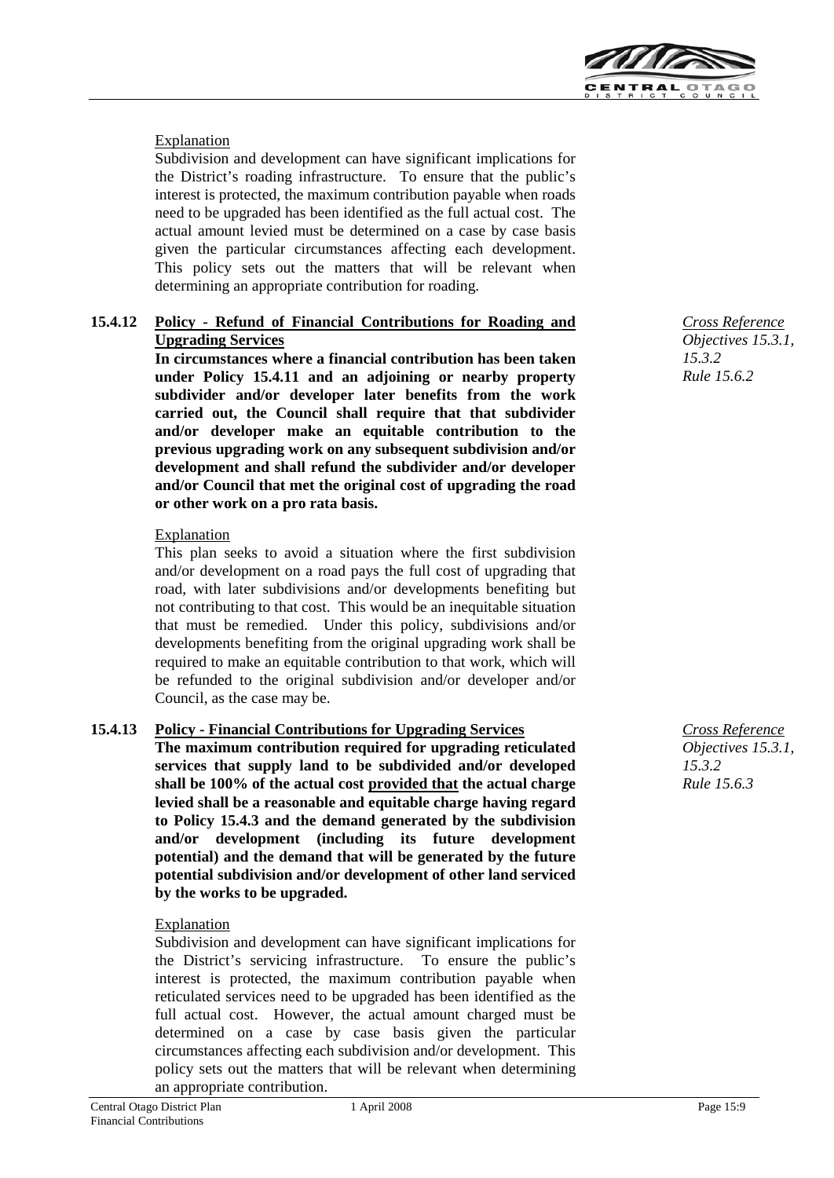Explanation

Subdivision and development can have significant implications for the District's roading infrastructure. To ensure that the public's interest is protected, the maximum contribution payable when roads need to be upgraded has been identified as the full actual cost. The actual amount levied must be determined on a case by case basis given the particular circumstances affecting each development. This policy sets out the matters that will be relevant when determining an appropriate contribution for roading.

**15.4.12 Policy - Refund of Financial Contributions for Roading and Upgrading Services**

*Cross Reference*
*Objectives 15.3.1, 15.3.2*
*Rule 15.6.2*

**In circumstances where a financial contribution has been taken under Policy 15.4.11 and an adjoining or nearby property subdivider and/or developer later benefits from the work carried out, the Council shall require that that subdivider and/or developer make an equitable contribution to the previous upgrading work on any subsequent subdivision and/or development and shall refund the subdivider and/or developer and/or Council that met the original cost of upgrading the road or other work on a pro rata basis.**

Explanation

This plan seeks to avoid a situation where the first subdivision and/or development on a road pays the full cost of upgrading that road, with later subdivisions and/or developments benefiting but not contributing to that cost. This would be an inequitable situation that must be remedied. Under this policy, subdivisions and/or developments benefiting from the original upgrading work shall be required to make an equitable contribution to that work, which will be refunded to the original subdivision and/or developer and/or Council, as the case may be.

**15.4.13 Policy - Financial Contributions for Upgrading Services**

*Cross Reference*
*Objectives 15.3.1, 15.3.2*
*Rule 15.6.3*

**The maximum contribution required for upgrading reticulated services that supply land to be subdivided and/or developed shall be 100% of the actual cost provided that the actual charge levied shall be a reasonable and equitable charge having regard to Policy 15.4.3 and the demand generated by the subdivision and/or development (including its future development potential) and the demand that will be generated by the future potential subdivision and/or development of other land serviced by the works to be upgraded.**

Explanation

Subdivision and development can have significant implications for the District's servicing infrastructure. To ensure the public's interest is protected, the maximum contribution payable when reticulated services need to be upgraded has been identified as the full actual cost. However, the actual amount charged must be determined on a case by case basis given the particular circumstances affecting each subdivision and/or development. This policy sets out the matters that will be relevant when determining an appropriate contribution.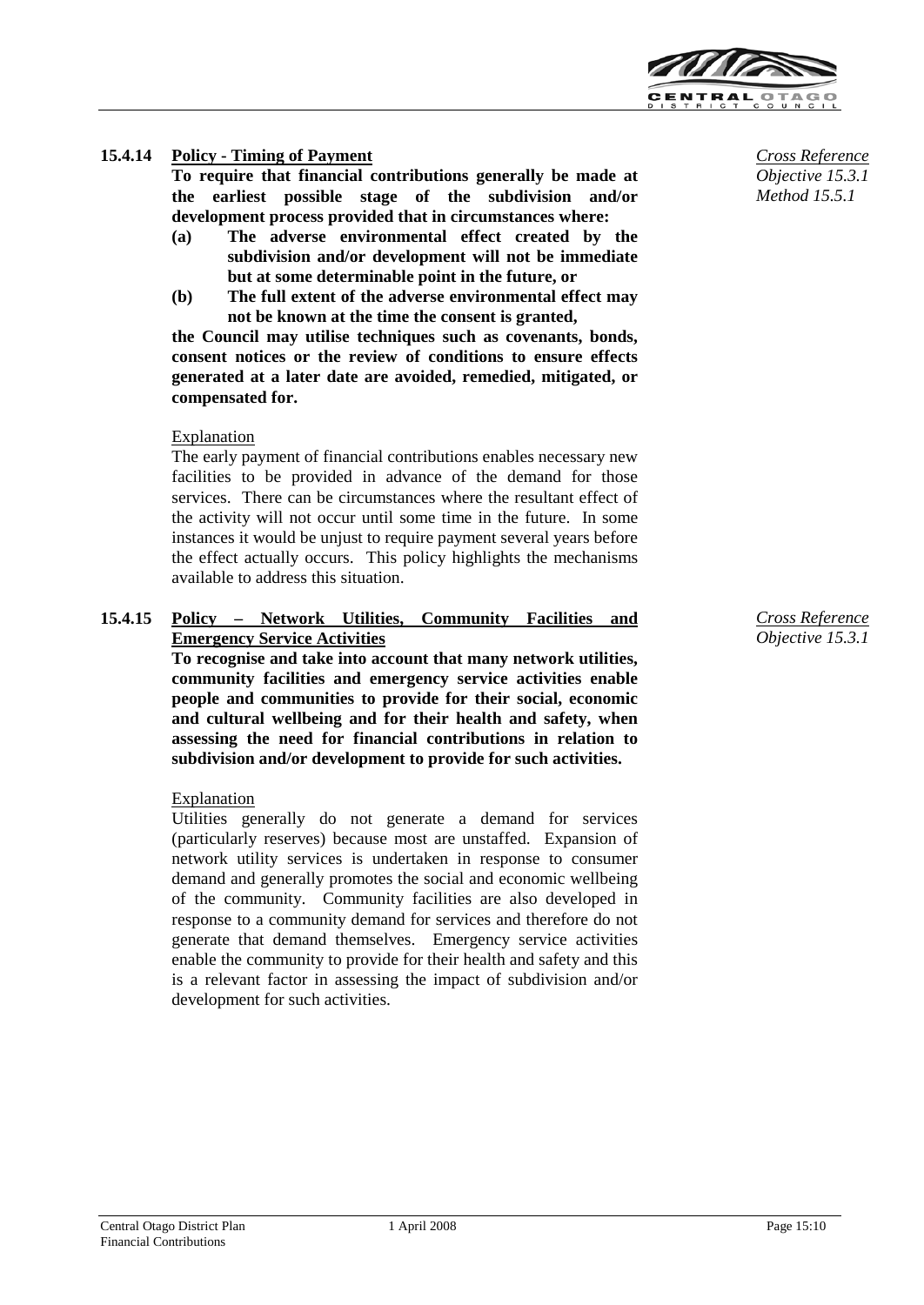### 15.4.14 Policy - Timing of Payment

*Cross Reference*
*Objective 15.3.1*
*Method 15.5.1*

**To require that financial contributions generally be made at the earliest possible stage of the subdivision and/or development process provided that in circumstances where:**

**(a) The adverse environmental effect created by the subdivision and/or development will not be immediate but at some determinable point in the future, or**

**(b) The full extent of the adverse environmental effect may not be known at the time the consent is granted,**

**the Council may utilise techniques such as covenants, bonds, consent notices or the review of conditions to ensure effects generated at a later date are avoided, remedied, mitigated, or compensated for.**

Explanation

The early payment of financial contributions enables necessary new facilities to be provided in advance of the demand for those services. There can be circumstances where the resultant effect of the activity will not occur until some time in the future. In some instances it would be unjust to require payment several years before the effect actually occurs. This policy highlights the mechanisms available to address this situation.

### 15.4.15 Policy – Network Utilities, Community Facilities and Emergency Service Activities

*Cross Reference*
*Objective 15.3.1*

**To recognise and take into account that many network utilities, community facilities and emergency service activities enable people and communities to provide for their social, economic and cultural wellbeing and for their health and safety, when assessing the need for financial contributions in relation to subdivision and/or development to provide for such activities.**

Explanation

Utilities generally do not generate a demand for services (particularly reserves) because most are unstaffed. Expansion of network utility services is undertaken in response to consumer demand and generally promotes the social and economic wellbeing of the community. Community facilities are also developed in response to a community demand for services and therefore do not generate that demand themselves. Emergency service activities enable the community to provide for their health and safety and this is a relevant factor in assessing the impact of subdivision and/or development for such activities.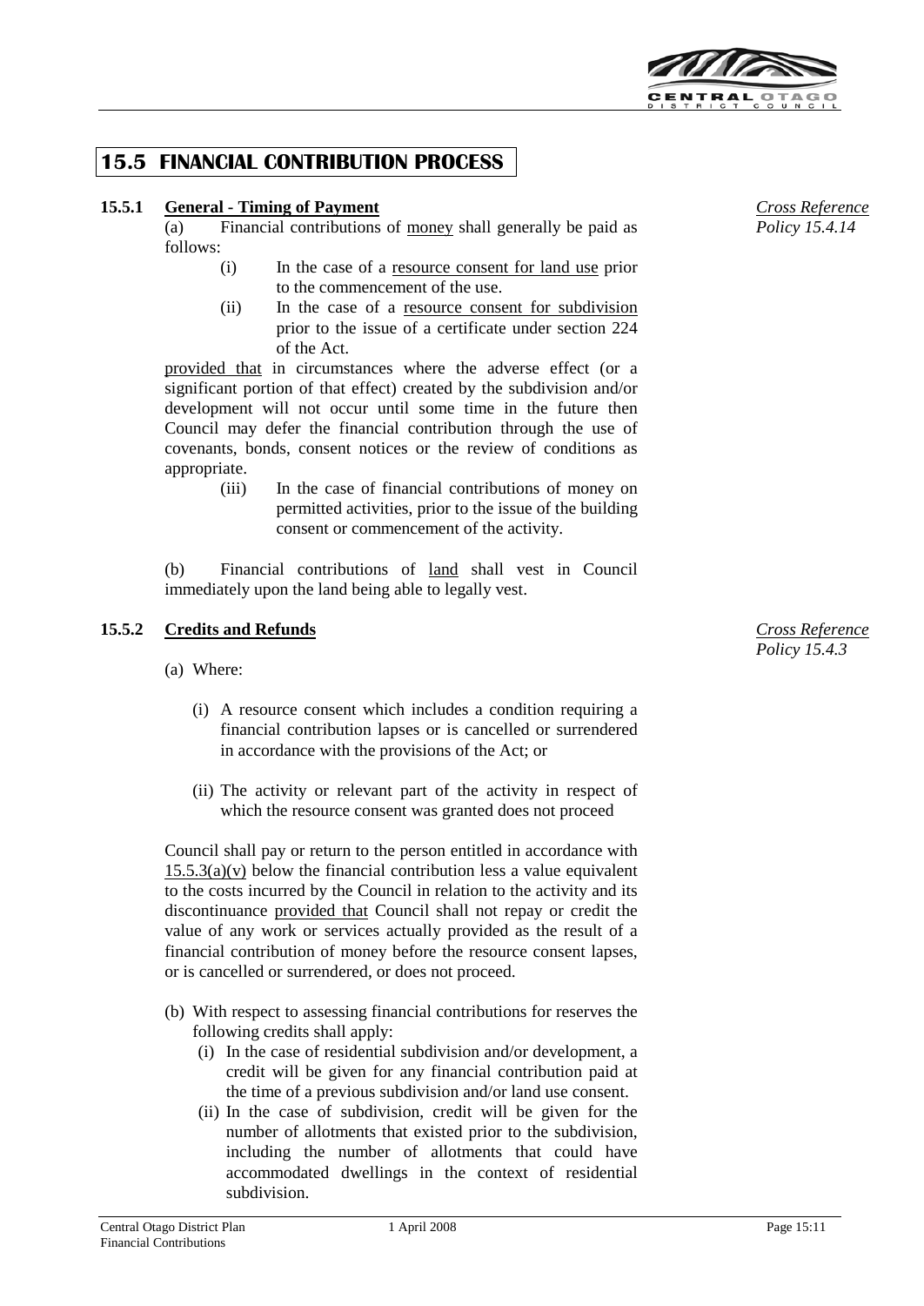# 15.5 FINANCIAL CONTRIBUTION PROCESS

### 15.5.1 General - Timing of Payment

*Cross Reference Policy 15.4.14*

(a) Financial contributions of money shall generally be paid as follows:

- (i) In the case of a resource consent for land use prior to the commencement of the use.
- (ii) In the case of a resource consent for subdivision prior to the issue of a certificate under section 224 of the Act.

provided that in circumstances where the adverse effect (or a significant portion of that effect) created by the subdivision and/or development will not occur until some time in the future then Council may defer the financial contribution through the use of covenants, bonds, consent notices or the review of conditions as appropriate.

- (iii) In the case of financial contributions of money on permitted activities, prior to the issue of the building consent or commencement of the activity.

(b) Financial contributions of land shall vest in Council immediately upon the land being able to legally vest.

### 15.5.2 Credits and Refunds

*Cross Reference Policy 15.4.3*

(a) Where:

- (i) A resource consent which includes a condition requiring a financial contribution lapses or is cancelled or surrendered in accordance with the provisions of the Act; or
- (ii) The activity or relevant part of the activity in respect of which the resource consent was granted does not proceed

Council shall pay or return to the person entitled in accordance with 15.5.3(a)(v) below the financial contribution less a value equivalent to the costs incurred by the Council in relation to the activity and its discontinuance provided that Council shall not repay or credit the value of any work or services actually provided as the result of a financial contribution of money before the resource consent lapses, or is cancelled or surrendered, or does not proceed.

(b) With respect to assessing financial contributions for reserves the following credits shall apply:

- (i) In the case of residential subdivision and/or development, a credit will be given for any financial contribution paid at the time of a previous subdivision and/or land use consent.
- (ii) In the case of subdivision, credit will be given for the number of allotments that existed prior to the subdivision, including the number of allotments that could have accommodated dwellings in the context of residential subdivision.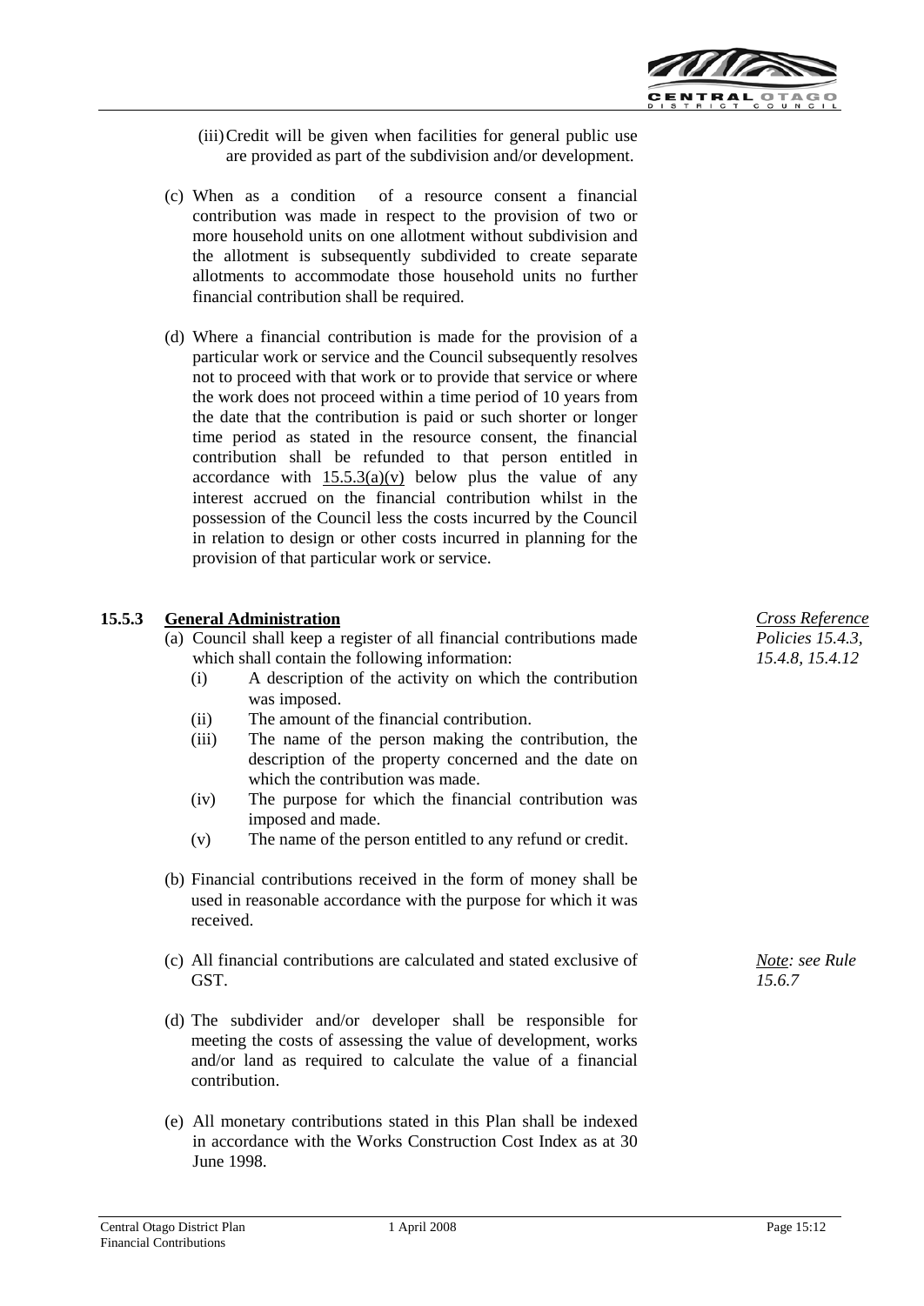(iii) Credit will be given when facilities for general public use are provided as part of the subdivision and/or development.

(c) When as a condition of a resource consent a financial contribution was made in respect to the provision of two or more household units on one allotment without subdivision and the allotment is subsequently subdivided to create separate allotments to accommodate those household units no further financial contribution shall be required.

(d) Where a financial contribution is made for the provision of a particular work or service and the Council subsequently resolves not to proceed with that work or to provide that service or where the work does not proceed within a time period of 10 years from the date that the contribution is paid or such shorter or longer time period as stated in the resource consent, the financial contribution shall be refunded to that person entitled in accordance with 15.5.3(a)(v) below plus the value of any interest accrued on the financial contribution whilst in the possession of the Council less the costs incurred by the Council in relation to design or other costs incurred in planning for the provision of that particular work or service.

### 15.5.3 General Administration

*Cross Reference Policies 15.4.3, 15.4.8, 15.4.12*

(a) Council shall keep a register of all financial contributions made which shall contain the following information:

   (i) A description of the activity on which the contribution was imposed.

   (ii) The amount of the financial contribution.

   (iii) The name of the person making the contribution, the description of the property concerned and the date on which the contribution was made.

   (iv) The purpose for which the financial contribution was imposed and made.

   (v) The name of the person entitled to any refund or credit.

(b) Financial contributions received in the form of money shall be used in reasonable accordance with the purpose for which it was received.

(c) All financial contributions are calculated and stated exclusive of GST.

*Note: see Rule 15.6.7*

(d) The subdivider and/or developer shall be responsible for meeting the costs of assessing the value of development, works and/or land as required to calculate the value of a financial contribution.

(e) All monetary contributions stated in this Plan shall be indexed in accordance with the Works Construction Cost Index as at 30 June 1998.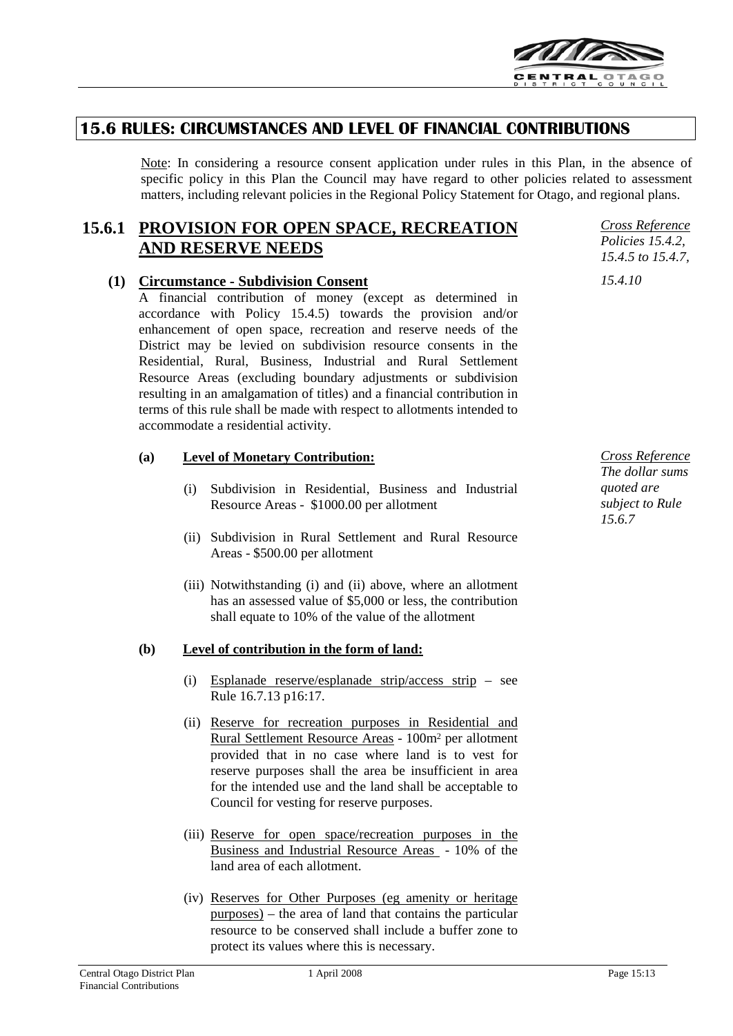## 15.6 RULES: CIRCUMSTANCES AND LEVEL OF FINANCIAL CONTRIBUTIONS

Note: In considering a resource consent application under rules in this Plan, in the absence of specific policy in this Plan the Council may have regard to other policies related to assessment matters, including relevant policies in the Regional Policy Statement for Otago, and regional plans.

### 15.6.1 PROVISION FOR OPEN SPACE, RECREATION AND RESERVE NEEDS

*Cross Reference Policies 15.4.2, 15.4.5 to 15.4.7, 15.4.10*

**(1) Circumstance - Subdivision Consent**

A financial contribution of money (except as determined in accordance with Policy 15.4.5) towards the provision and/or enhancement of open space, recreation and reserve needs of the District may be levied on subdivision resource consents in the Residential, Rural, Business, Industrial and Rural Settlement Resource Areas (excluding boundary adjustments or subdivision resulting in an amalgamation of titles) and a financial contribution in terms of this rule shall be made with respect to allotments intended to accommodate a residential activity.

**(a) Level of Monetary Contribution:**

*Cross Reference The dollar sums quoted are subject to Rule 15.6.7*

(i) Subdivision in Residential, Business and Industrial Resource Areas - $1000.00 per allotment

(ii) Subdivision in Rural Settlement and Rural Resource Areas - $500.00 per allotment

(iii) Notwithstanding (i) and (ii) above, where an allotment has an assessed value of $5,000 or less, the contribution shall equate to 10% of the value of the allotment

**(b) Level of contribution in the form of land:**

(i) Esplanade reserve/esplanade strip/access strip – see Rule 16.7.13 p16:17.

(ii) Reserve for recreation purposes in Residential and Rural Settlement Resource Areas - 100m² per allotment provided that in no case where land is to vest for reserve purposes shall the area be insufficient in area for the intended use and the land shall be acceptable to Council for vesting for reserve purposes.

(iii) Reserve for open space/recreation purposes in the Business and Industrial Resource Areas - 10% of the land area of each allotment.

(iv) Reserves for Other Purposes (eg amenity or heritage purposes) – the area of land that contains the particular resource to be conserved shall include a buffer zone to protect its values where this is necessary.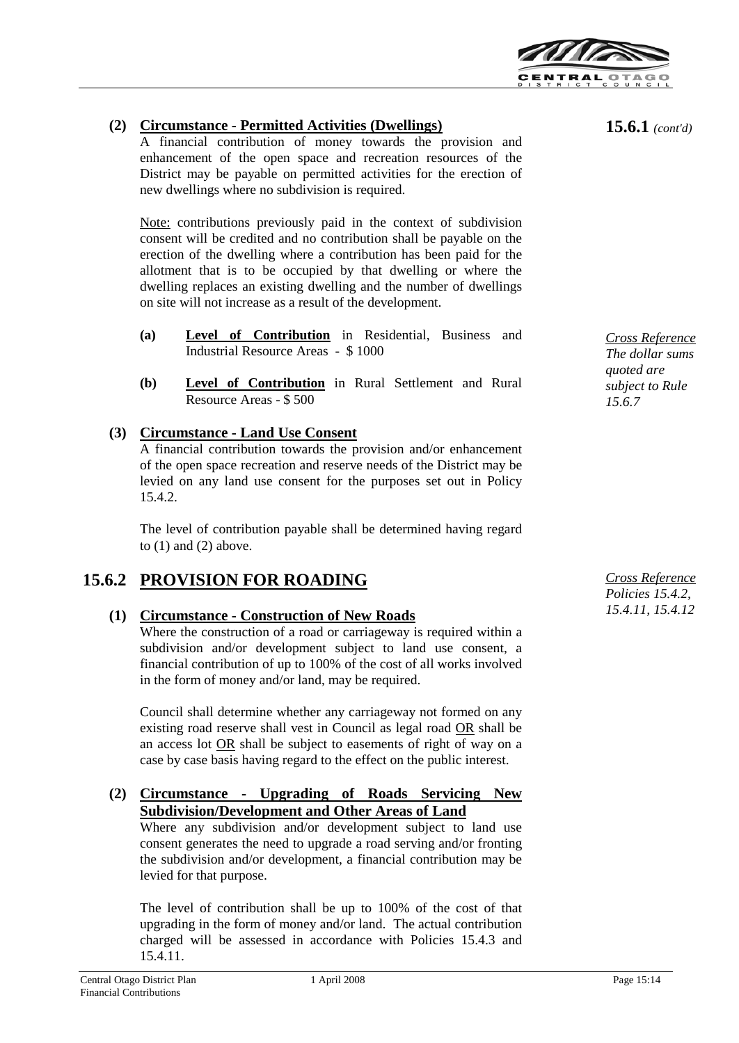**15.6.1** *(cont'd)*

**(2) Circumstance - Permitted Activities (Dwellings)**

A financial contribution of money towards the provision and enhancement of the open space and recreation resources of the District may be payable on permitted activities for the erection of new dwellings where no subdivision is required.

Note: contributions previously paid in the context of subdivision consent will be credited and no contribution shall be payable on the erection of the dwelling where a contribution has been paid for the allotment that is to be occupied by that dwelling or where the dwelling replaces an existing dwelling and the number of dwellings on site will not increase as a result of the development.

**(a)** **Level of Contribution** in Residential, Business and Industrial Resource Areas - $ 1000

**(b)** **Level of Contribution** in Rural Settlement and Rural Resource Areas - $ 500

*Cross Reference*
*The dollar sums quoted are subject to Rule 15.6.7*

**(3) Circumstance - Land Use Consent**

A financial contribution towards the provision and/or enhancement of the open space recreation and reserve needs of the District may be levied on any land use consent for the purposes set out in Policy 15.4.2.

The level of contribution payable shall be determined having regard to (1) and (2) above.

## 15.6.2 PROVISION FOR ROADING

*Cross Reference*
*Policies 15.4.2, 15.4.11, 15.4.12*

**(1) Circumstance - Construction of New Roads**

Where the construction of a road or carriageway is required within a subdivision and/or development subject to land use consent, a financial contribution of up to 100% of the cost of all works involved in the form of money and/or land, may be required.

Council shall determine whether any carriageway not formed on any existing road reserve shall vest in Council as legal road OR shall be an access lot OR shall be subject to easements of right of way on a case by case basis having regard to the effect on the public interest.

**(2) Circumstance - Upgrading of Roads Servicing New Subdivision/Development and Other Areas of Land**

Where any subdivision and/or development subject to land use consent generates the need to upgrade a road serving and/or fronting the subdivision and/or development, a financial contribution may be levied for that purpose.

The level of contribution shall be up to 100% of the cost of that upgrading in the form of money and/or land. The actual contribution charged will be assessed in accordance with Policies 15.4.3 and 15.4.11.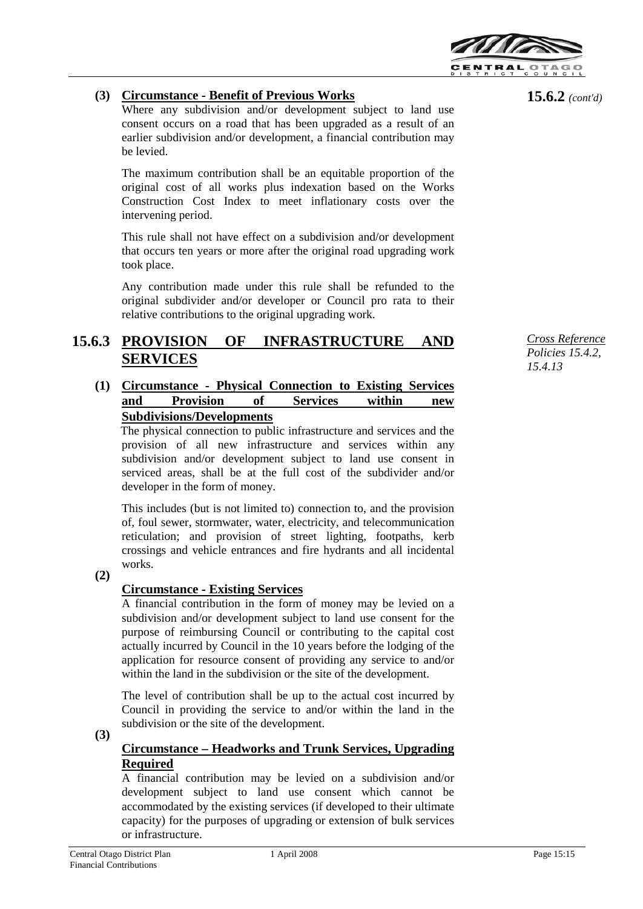**15.6.2** *(cont'd)*

**(3) Circumstance - Benefit of Previous Works**

Where any subdivision and/or development subject to land use consent occurs on a road that has been upgraded as a result of an earlier subdivision and/or development, a financial contribution may be levied.

The maximum contribution shall be an equitable proportion of the original cost of all works plus indexation based on the Works Construction Cost Index to meet inflationary costs over the intervening period.

This rule shall not have effect on a subdivision and/or development that occurs ten years or more after the original road upgrading work took place.

Any contribution made under this rule shall be refunded to the original subdivider and/or developer or Council pro rata to their relative contributions to the original upgrading work.

## 15.6.3 PROVISION OF INFRASTRUCTURE AND SERVICES

*Cross Reference Policies 15.4.2, 15.4.13*

**(1) Circumstance - Physical Connection to Existing Services and Provision of Services within new Subdivisions/Developments**

The physical connection to public infrastructure and services and the provision of all new infrastructure and services within any subdivision and/or development subject to land use consent in serviced areas, shall be at the full cost of the subdivider and/or developer in the form of money.

This includes (but is not limited to) connection to, and the provision of, foul sewer, stormwater, water, electricity, and telecommunication reticulation; and provision of street lighting, footpaths, kerb crossings and vehicle entrances and fire hydrants and all incidental works.

**(2) Circumstance - Existing Services**

A financial contribution in the form of money may be levied on a subdivision and/or development subject to land use consent for the purpose of reimbursing Council or contributing to the capital cost actually incurred by Council in the 10 years before the lodging of the application for resource consent of providing any service to and/or within the land in the subdivision or the site of the development.

The level of contribution shall be up to the actual cost incurred by Council in providing the service to and/or within the land in the subdivision or the site of the development.

**(3) Circumstance – Headworks and Trunk Services, Upgrading Required**

A financial contribution may be levied on a subdivision and/or development subject to land use consent which cannot be accommodated by the existing services (if developed to their ultimate capacity) for the purposes of upgrading or extension of bulk services or infrastructure.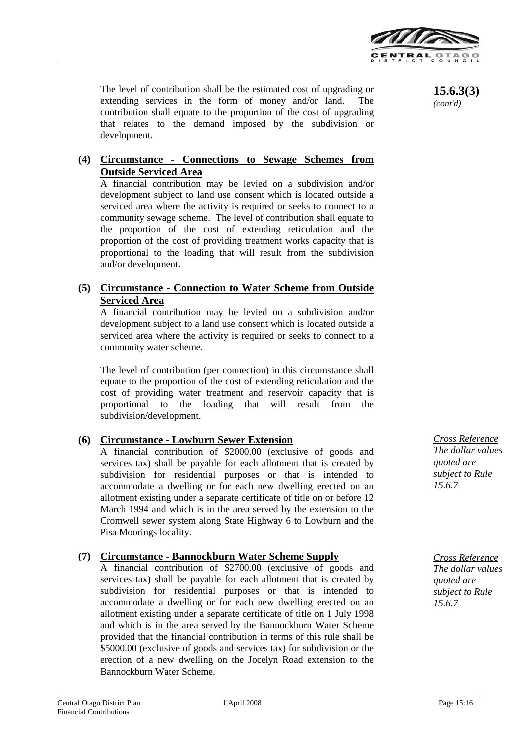**15.6.3(3)** *(cont'd)*

The level of contribution shall be the estimated cost of upgrading or extending services in the form of money and/or land. The contribution shall equate to the proportion of the cost of upgrading that relates to the demand imposed by the subdivision or development.

**(4) Circumstance - Connections to Sewage Schemes from Outside Serviced Area**

A financial contribution may be levied on a subdivision and/or development subject to land use consent which is located outside a serviced area where the activity is required or seeks to connect to a community sewage scheme. The level of contribution shall equate to the proportion of the cost of extending reticulation and the proportion of the cost of providing treatment works capacity that is proportional to the loading that will result from the subdivision and/or development.

**(5) Circumstance - Connection to Water Scheme from Outside Serviced Area**

A financial contribution may be levied on a subdivision and/or development subject to a land use consent which is located outside a serviced area where the activity is required or seeks to connect to a community water scheme.

The level of contribution (per connection) in this circumstance shall equate to the proportion of the cost of extending reticulation and the cost of providing water treatment and reservoir capacity that is proportional to the loading that will result from the subdivision/development.

**(6) Circumstance - Lowburn Sewer Extension**

*Cross Reference*
*The dollar values quoted are subject to Rule 15.6.7*

A financial contribution of $2000.00 (exclusive of goods and services tax) shall be payable for each allotment that is created by subdivision for residential purposes or that is intended to accommodate a dwelling or for each new dwelling erected on an allotment existing under a separate certificate of title on or before 12 March 1994 and which is in the area served by the extension to the Cromwell sewer system along State Highway 6 to Lowburn and the Pisa Moorings locality.

**(7) Circumstance - Bannockburn Water Scheme Supply**

*Cross Reference*
*The dollar values quoted are subject to Rule 15.6.7*

A financial contribution of $2700.00 (exclusive of goods and services tax) shall be payable for each allotment that is created by subdivision for residential purposes or that is intended to accommodate a dwelling or for each new dwelling erected on an allotment existing under a separate certificate of title on 1 July 1998 and which is in the area served by the Bannockburn Water Scheme provided that the financial contribution in terms of this rule shall be $5000.00 (exclusive of goods and services tax) for subdivision or the erection of a new dwelling on the Jocelyn Road extension to the Bannockburn Water Scheme.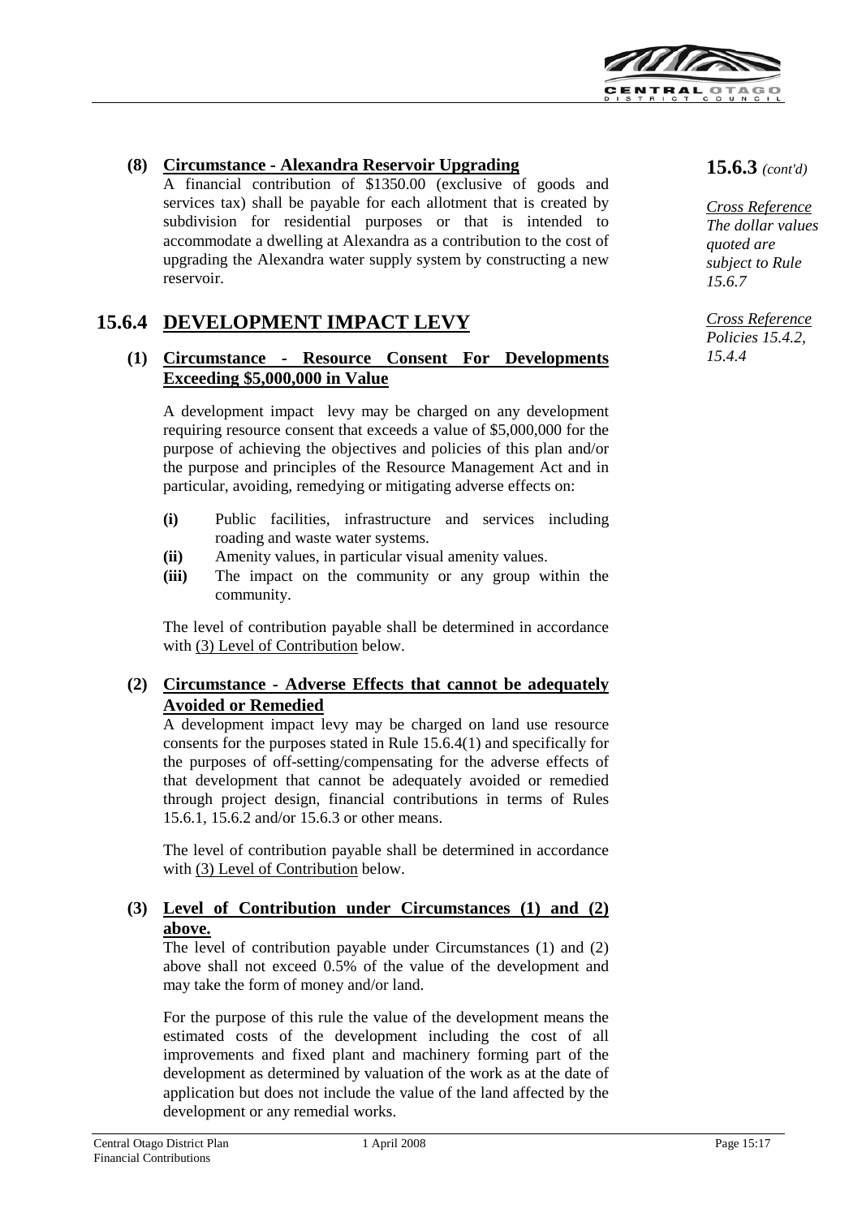**15.6.3** *(cont'd)*

**(8) Circumstance - Alexandra Reservoir Upgrading**

A financial contribution of $1350.00 (exclusive of goods and services tax) shall be payable for each allotment that is created by subdivision for residential purposes or that is intended to accommodate a dwelling at Alexandra as a contribution to the cost of upgrading the Alexandra water supply system by constructing a new reservoir.

*Cross Reference The dollar values quoted are subject to Rule 15.6.7*

## 15.6.4 DEVELOPMENT IMPACT LEVY

*Cross Reference Policies 15.4.2, 15.4.4*

**(1) Circumstance - Resource Consent For Developments Exceeding $5,000,000 in Value**

A development impact levy may be charged on any development requiring resource consent that exceeds a value of $5,000,000 for the purpose of achieving the objectives and policies of this plan and/or the purpose and principles of the Resource Management Act and in particular, avoiding, remedying or mitigating adverse effects on:

- **(i)** Public facilities, infrastructure and services including roading and waste water systems.
- **(ii)** Amenity values, in particular visual amenity values.
- **(iii)** The impact on the community or any group within the community.

The level of contribution payable shall be determined in accordance with (3) Level of Contribution below.

**(2) Circumstance - Adverse Effects that cannot be adequately Avoided or Remedied**

A development impact levy may be charged on land use resource consents for the purposes stated in Rule 15.6.4(1) and specifically for the purposes of off-setting/compensating for the adverse effects of that development that cannot be adequately avoided or remedied through project design, financial contributions in terms of Rules 15.6.1, 15.6.2 and/or 15.6.3 or other means.

The level of contribution payable shall be determined in accordance with (3) Level of Contribution below.

**(3) Level of Contribution under Circumstances (1) and (2) above.**

The level of contribution payable under Circumstances (1) and (2) above shall not exceed 0.5% of the value of the development and may take the form of money and/or land.

For the purpose of this rule the value of the development means the estimated costs of the development including the cost of all improvements and fixed plant and machinery forming part of the development as determined by valuation of the work as at the date of application but does not include the value of the land affected by the development or any remedial works.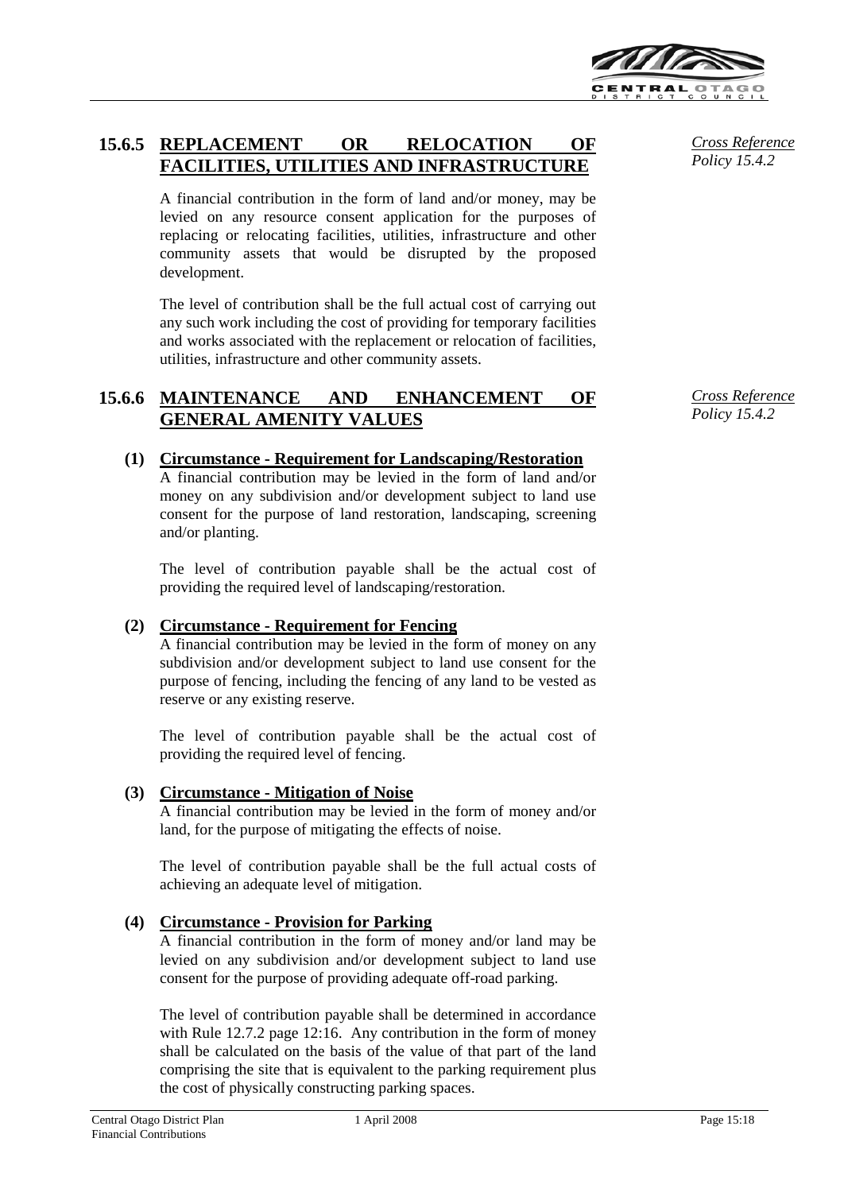### 15.6.5 REPLACEMENT OR RELOCATION OF FACILITIES, UTILITIES AND INFRASTRUCTURE

*Cross Reference Policy 15.4.2*

A financial contribution in the form of land and/or money, may be levied on any resource consent application for the purposes of replacing or relocating facilities, utilities, infrastructure and other community assets that would be disrupted by the proposed development.

The level of contribution shall be the full actual cost of carrying out any such work including the cost of providing for temporary facilities and works associated with the replacement or relocation of facilities, utilities, infrastructure and other community assets.

### 15.6.6 MAINTENANCE AND ENHANCEMENT OF GENERAL AMENITY VALUES

*Cross Reference Policy 15.4.2*

**(1) Circumstance - Requirement for Landscaping/Restoration**

A financial contribution may be levied in the form of land and/or money on any subdivision and/or development subject to land use consent for the purpose of land restoration, landscaping, screening and/or planting.

The level of contribution payable shall be the actual cost of providing the required level of landscaping/restoration.

**(2) Circumstance - Requirement for Fencing**

A financial contribution may be levied in the form of money on any subdivision and/or development subject to land use consent for the purpose of fencing, including the fencing of any land to be vested as reserve or any existing reserve.

The level of contribution payable shall be the actual cost of providing the required level of fencing.

**(3) Circumstance - Mitigation of Noise**

A financial contribution may be levied in the form of money and/or land, for the purpose of mitigating the effects of noise.

The level of contribution payable shall be the full actual costs of achieving an adequate level of mitigation.

**(4) Circumstance - Provision for Parking**

A financial contribution in the form of money and/or land may be levied on any subdivision and/or development subject to land use consent for the purpose of providing adequate off-road parking.

The level of contribution payable shall be determined in accordance with Rule 12.7.2 page 12:16. Any contribution in the form of money shall be calculated on the basis of the value of that part of the land comprising the site that is equivalent to the parking requirement plus the cost of physically constructing parking spaces.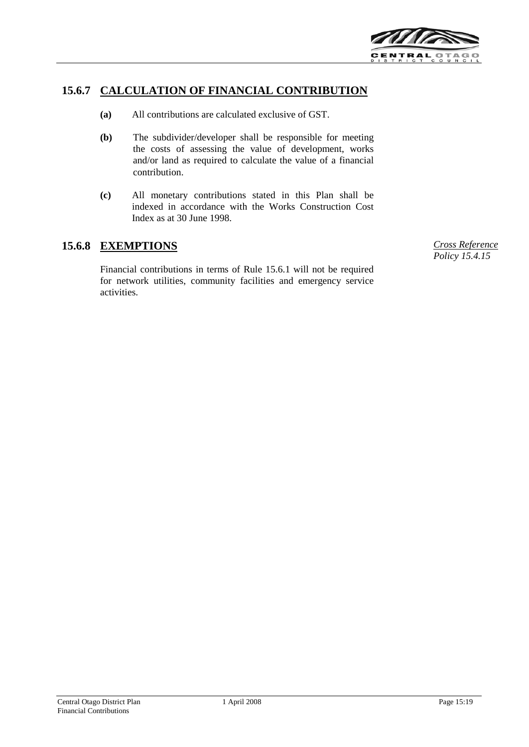## 15.6.7 CALCULATION OF FINANCIAL CONTRIBUTION

**(a)** All contributions are calculated exclusive of GST.

**(b)** The subdivider/developer shall be responsible for meeting the costs of assessing the value of development, works and/or land as required to calculate the value of a financial contribution.

**(c)** All monetary contributions stated in this Plan shall be indexed in accordance with the Works Construction Cost Index as at 30 June 1998.

## 15.6.8 EXEMPTIONS

*Cross Reference*
*Policy 15.4.15*

Financial contributions in terms of Rule 15.6.1 will not be required for network utilities, community facilities and emergency service activities.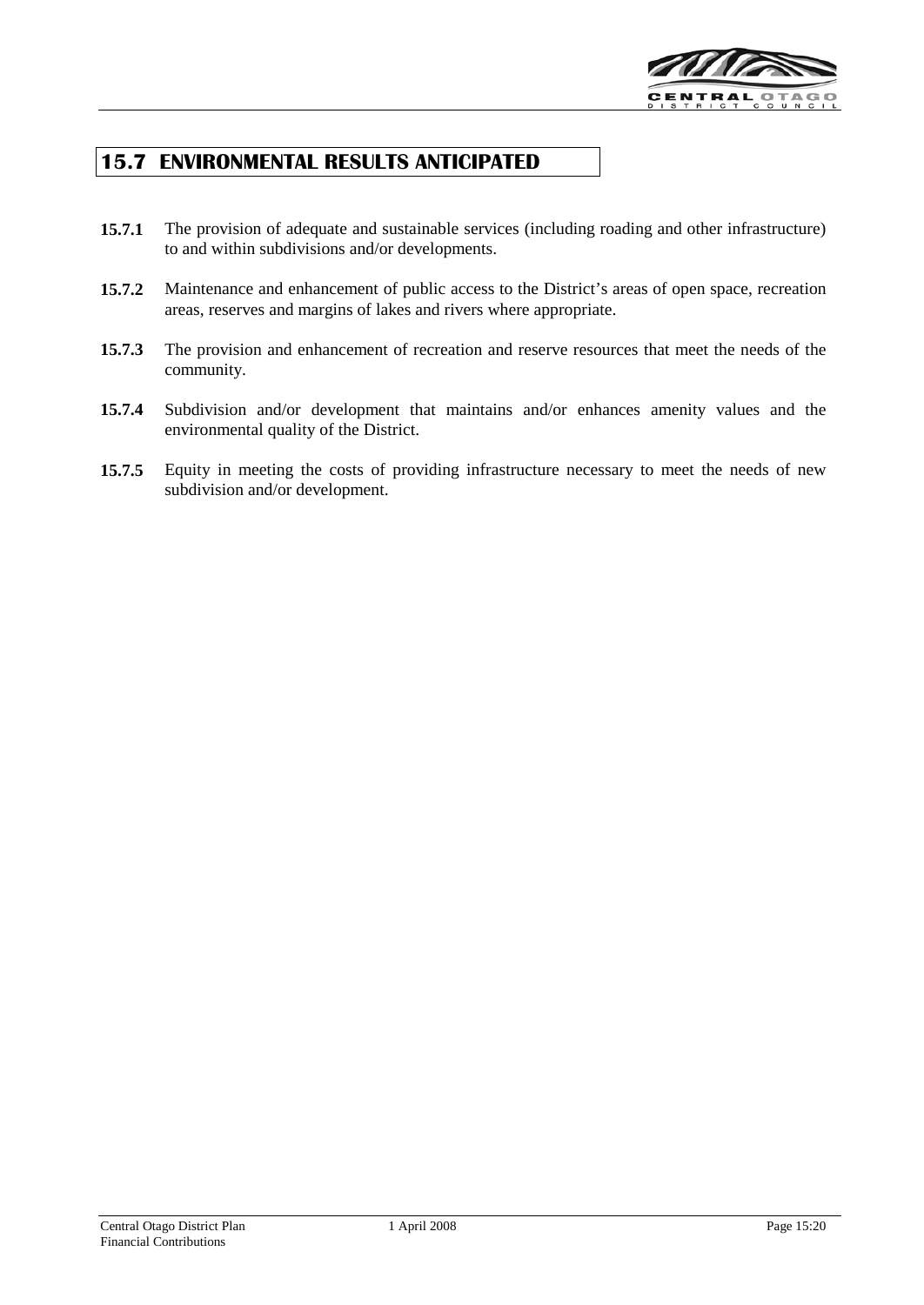## 15.7 ENVIRONMENTAL RESULTS ANTICIPATED

**15.7.1** The provision of adequate and sustainable services (including roading and other infrastructure) to and within subdivisions and/or developments.

**15.7.2** Maintenance and enhancement of public access to the District's areas of open space, recreation areas, reserves and margins of lakes and rivers where appropriate.

**15.7.3** The provision and enhancement of recreation and reserve resources that meet the needs of the community.

**15.7.4** Subdivision and/or development that maintains and/or enhances amenity values and the environmental quality of the District.

**15.7.5** Equity in meeting the costs of providing infrastructure necessary to meet the needs of new subdivision and/or development.